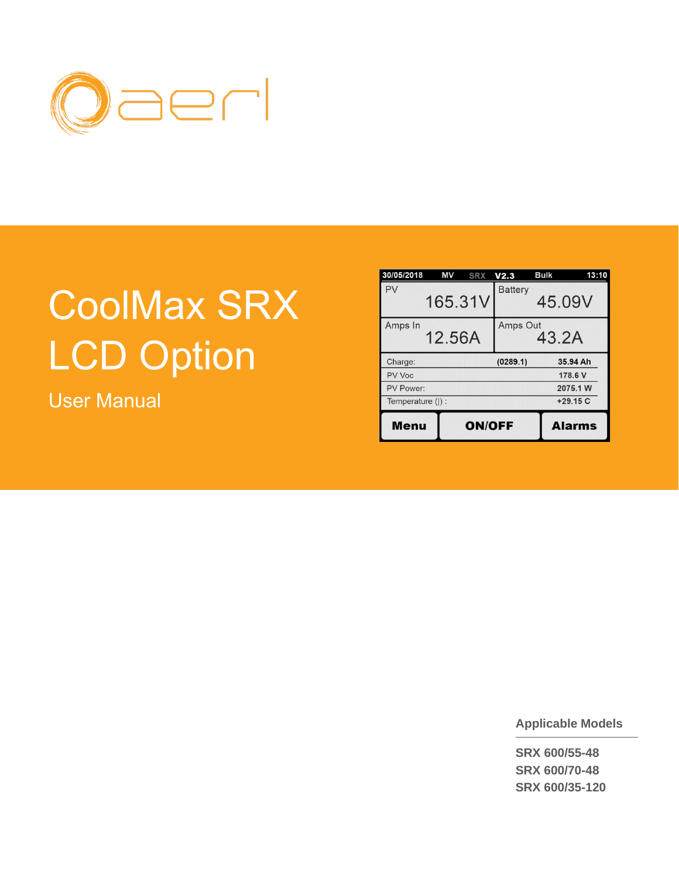# CoolMax SRX LCD Option

User Manual

**Applicable Models**

**SRX 600/55-48**
**SRX 600/70-48**
**SRX 600/35-120**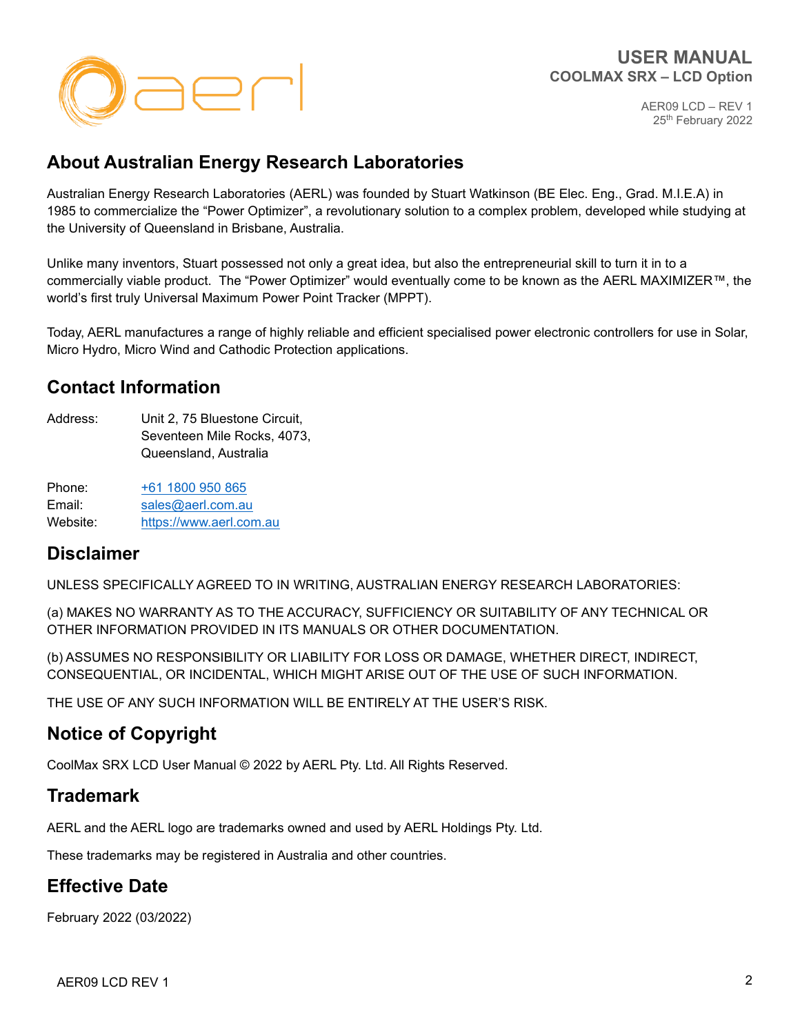# USER MANUAL
## COOLMAX SRX – LCD Option

AER09 LCD – REV 1
25th February 2022

## About Australian Energy Research Laboratories

Australian Energy Research Laboratories (AERL) was founded by Stuart Watkinson (BE Elec. Eng., Grad. M.I.E.A) in 1985 to commercialize the "Power Optimizer", a revolutionary solution to a complex problem, developed while studying at the University of Queensland in Brisbane, Australia.

Unlike many inventors, Stuart possessed not only a great idea, but also the entrepreneurial skill to turn it in to a commercially viable product. The "Power Optimizer" would eventually come to be known as the AERL MAXIMIZER™, the world's first truly Universal Maximum Power Point Tracker (MPPT).

Today, AERL manufactures a range of highly reliable and efficient specialised power electronic controllers for use in Solar, Micro Hydro, Micro Wind and Cathodic Protection applications.

## Contact Information

Address: Unit 2, 75 Bluestone Circuit,
Seventeen Mile Rocks, 4073,
Queensland, Australia

Phone: +61 1800 950 865
Email: sales@aerl.com.au
Website: https://www.aerl.com.au

## Disclaimer

UNLESS SPECIFICALLY AGREED TO IN WRITING, AUSTRALIAN ENERGY RESEARCH LABORATORIES:

(a) MAKES NO WARRANTY AS TO THE ACCURACY, SUFFICIENCY OR SUITABILITY OF ANY TECHNICAL OR OTHER INFORMATION PROVIDED IN ITS MANUALS OR OTHER DOCUMENTATION.

(b) ASSUMES NO RESPONSIBILITY OR LIABILITY FOR LOSS OR DAMAGE, WHETHER DIRECT, INDIRECT, CONSEQUENTIAL, OR INCIDENTAL, WHICH MIGHT ARISE OUT OF THE USE OF SUCH INFORMATION.

THE USE OF ANY SUCH INFORMATION WILL BE ENTIRELY AT THE USER'S RISK.

## Notice of Copyright

CoolMax SRX LCD User Manual © 2022 by AERL Pty. Ltd. All Rights Reserved.

## Trademark

AERL and the AERL logo are trademarks owned and used by AERL Holdings Pty. Ltd.

These trademarks may be registered in Australia and other countries.

## Effective Date

February 2022 (03/2022)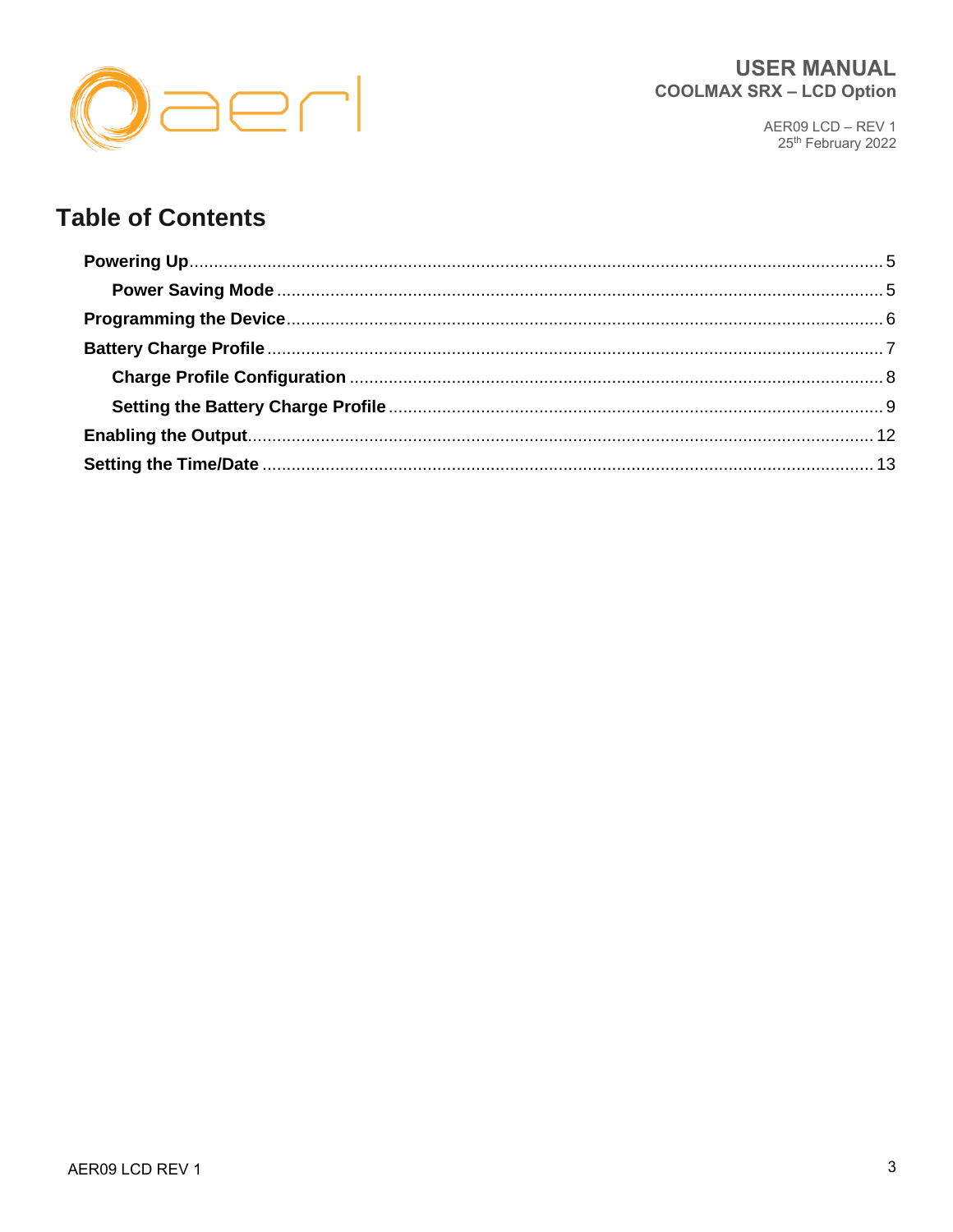# Table of Contents

- **Powering Up** ..... 5
  - **Power Saving Mode** ..... 5
- **Programming the Device** ..... 6
- **Battery Charge Profile** ..... 7
  - **Charge Profile Configuration** ..... 8
  - **Setting the Battery Charge Profile** ..... 9
- **Enabling the Output** ..... 12
- **Setting the Time/Date** ..... 13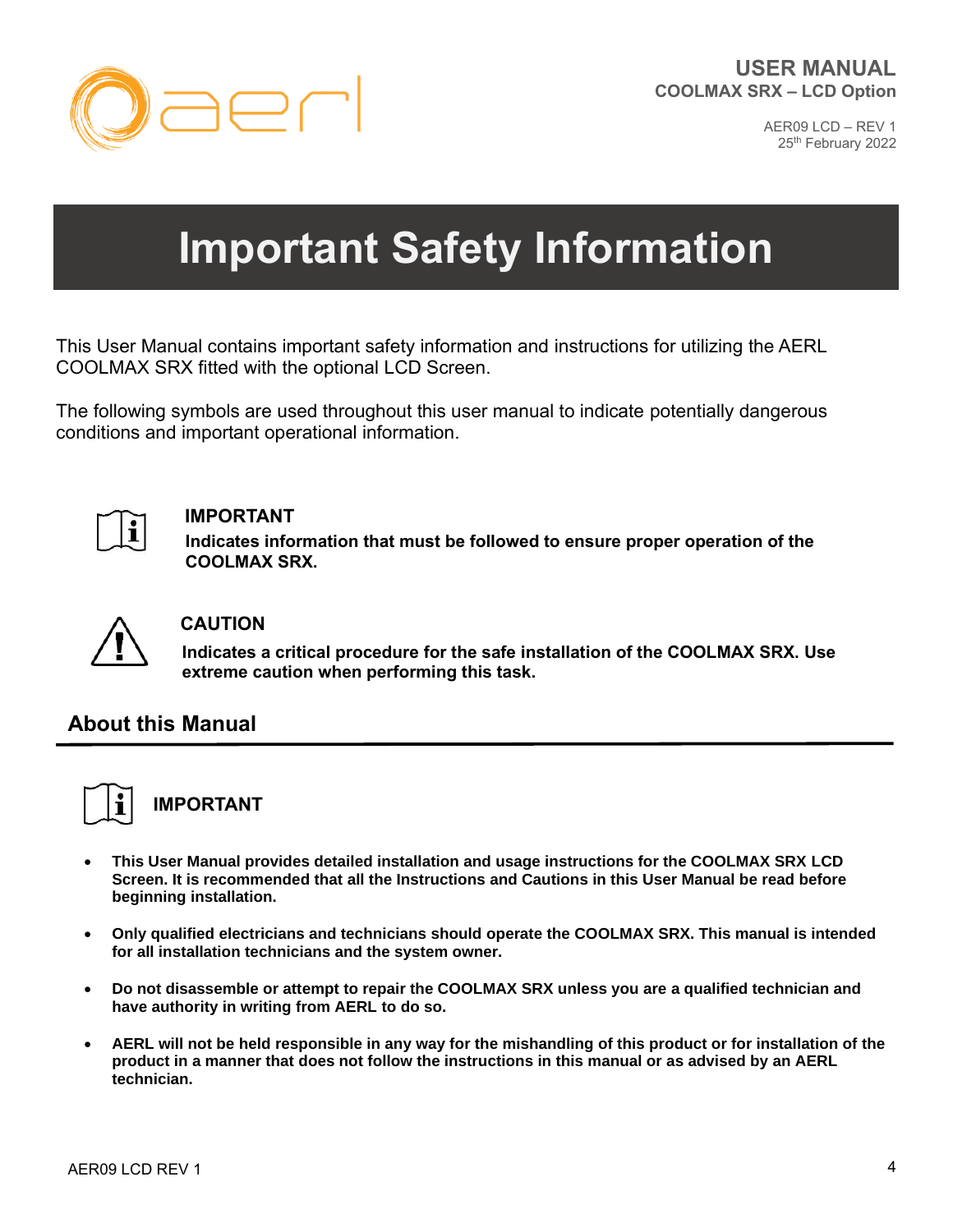# Important Safety Information

This User Manual contains important safety information and instructions for utilizing the AERL COOLMAX SRX fitted with the optional LCD Screen.

The following symbols are used throughout this user manual to indicate potentially dangerous conditions and important operational information.

**IMPORTANT**

**Indicates information that must be followed to ensure proper operation of the COOLMAX SRX.**

**CAUTION**

**Indicates a critical procedure for the safe installation of the COOLMAX SRX. Use extreme caution when performing this task.**

## About this Manual

**IMPORTANT**

- **This User Manual provides detailed installation and usage instructions for the COOLMAX SRX LCD Screen. It is recommended that all the Instructions and Cautions in this User Manual be read before beginning installation.**
- **Only qualified electricians and technicians should operate the COOLMAX SRX. This manual is intended for all installation technicians and the system owner.**
- **Do not disassemble or attempt to repair the COOLMAX SRX unless you are a qualified technician and have authority in writing from AERL to do so.**
- **AERL will not be held responsible in any way for the mishandling of this product or for installation of the product in a manner that does not follow the instructions in this manual or as advised by an AERL technician.**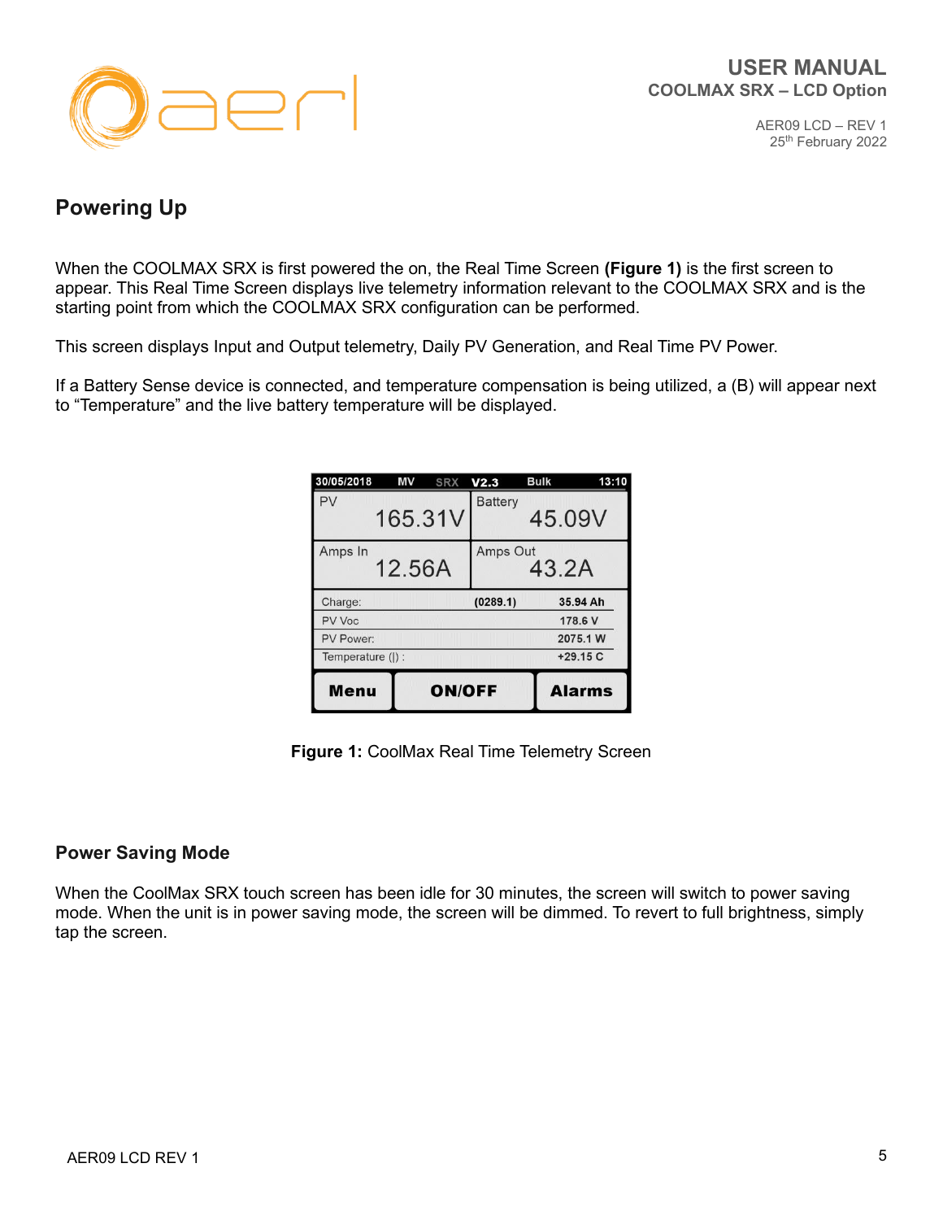## Powering Up

When the COOLMAX SRX is first powered the on, the Real Time Screen **(Figure 1)** is the first screen to appear. This Real Time Screen displays live telemetry information relevant to the COOLMAX SRX and is the starting point from which the COOLMAX SRX configuration can be performed.

This screen displays Input and Output telemetry, Daily PV Generation, and Real Time PV Power.

If a Battery Sense device is connected, and temperature compensation is being utilized, a (B) will appear next to “Temperature” and the live battery temperature will be displayed.

**Figure 1:** CoolMax Real Time Telemetry Screen

### Power Saving Mode

When the CoolMax SRX touch screen has been idle for 30 minutes, the screen will switch to power saving mode. When the unit is in power saving mode, the screen will be dimmed. To revert to full brightness, simply tap the screen.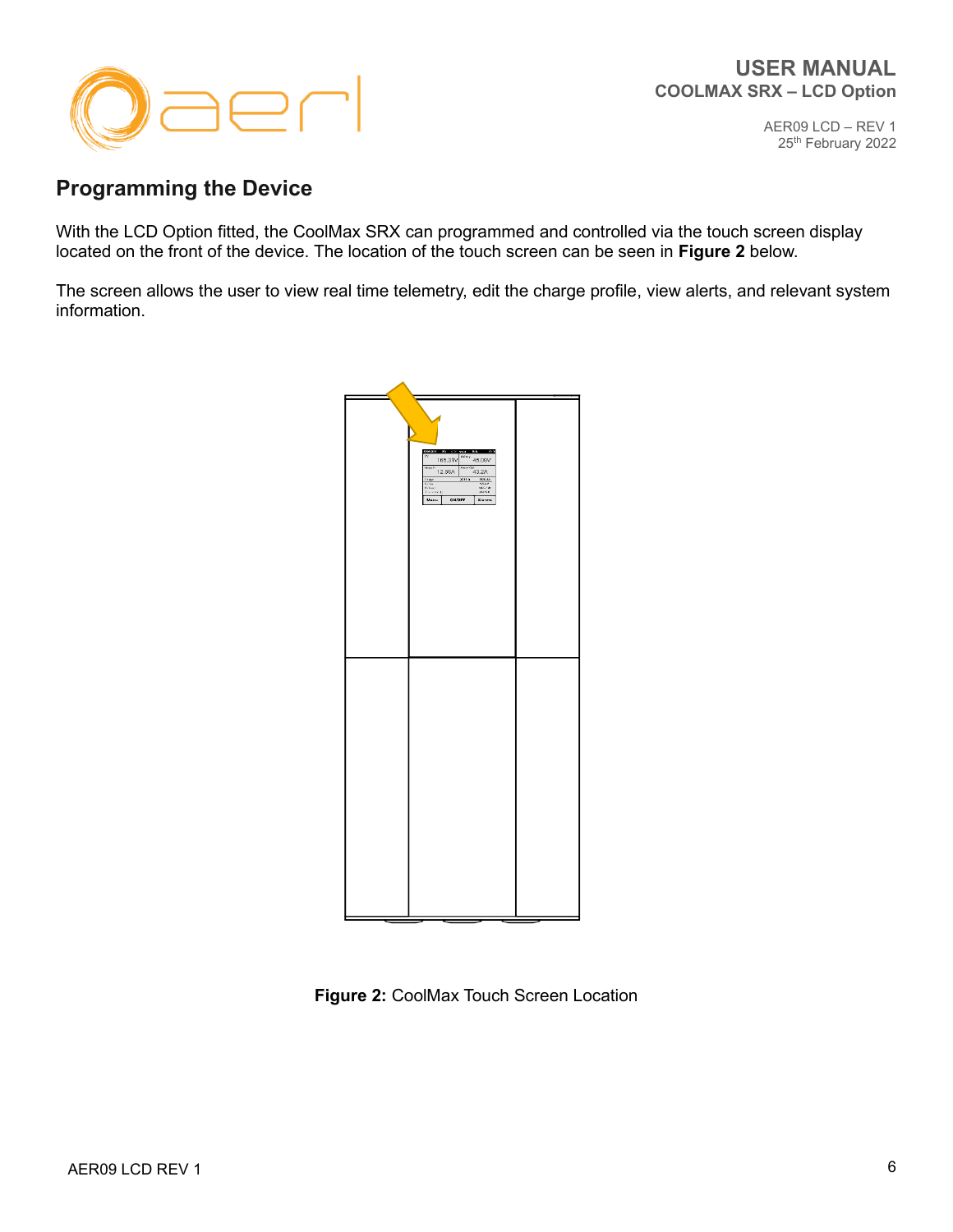## Programming the Device

With the LCD Option fitted, the CoolMax SRX can programmed and controlled via the touch screen display located on the front of the device. The location of the touch screen can be seen in **Figure 2** below.

The screen allows the user to view real time telemetry, edit the charge profile, view alerts, and relevant system information.

**Figure 2:** CoolMax Touch Screen Location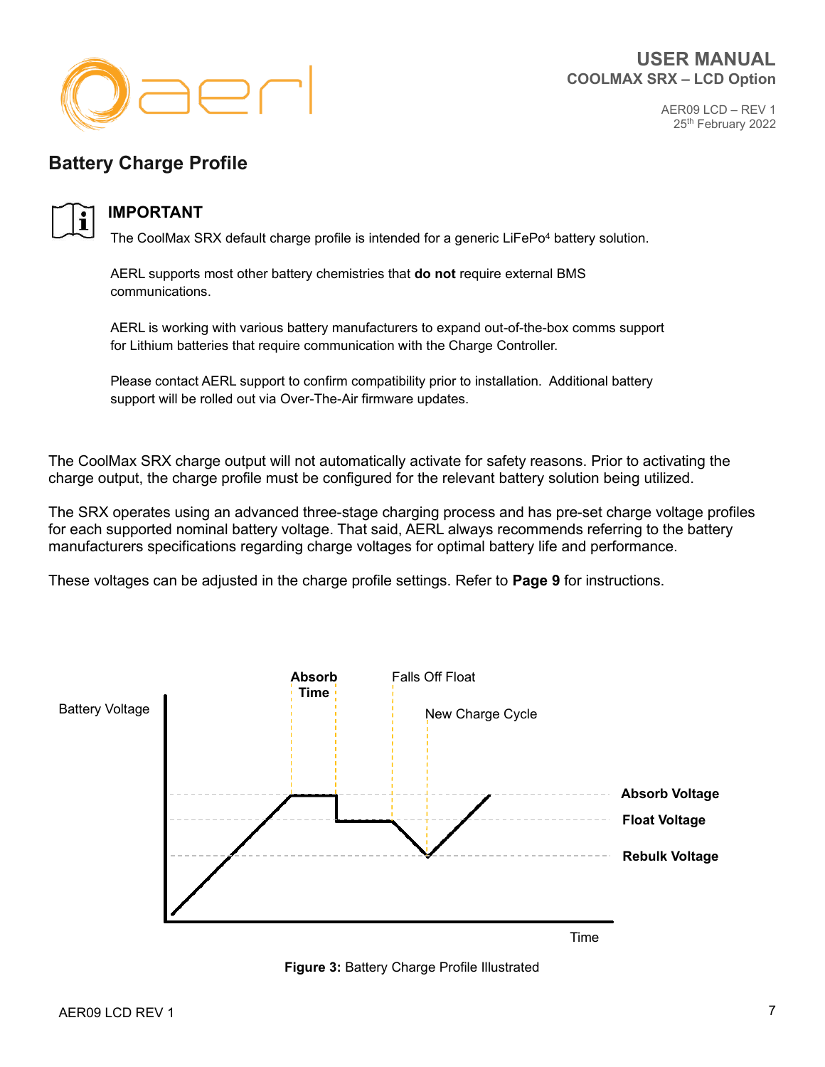## Battery Charge Profile

**IMPORTANT**

The CoolMax SRX default charge profile is intended for a generic LiFePo4 battery solution.

AERL supports most other battery chemistries that **do not** require external BMS communications.

AERL is working with various battery manufacturers to expand out-of-the-box comms support for Lithium batteries that require communication with the Charge Controller.

Please contact AERL support to confirm compatibility prior to installation. Additional battery support will be rolled out via Over-The-Air firmware updates.

The CoolMax SRX charge output will not automatically activate for safety reasons. Prior to activating the charge output, the charge profile must be configured for the relevant battery solution being utilized.

The SRX operates using an advanced three-stage charging process and has pre-set charge voltage profiles for each supported nominal battery voltage. That said, AERL always recommends referring to the battery manufacturers specifications regarding charge voltages for optimal battery life and performance.

These voltages can be adjusted in the charge profile settings. Refer to **Page 9** for instructions.

**Figure 3:** Battery Charge Profile Illustrated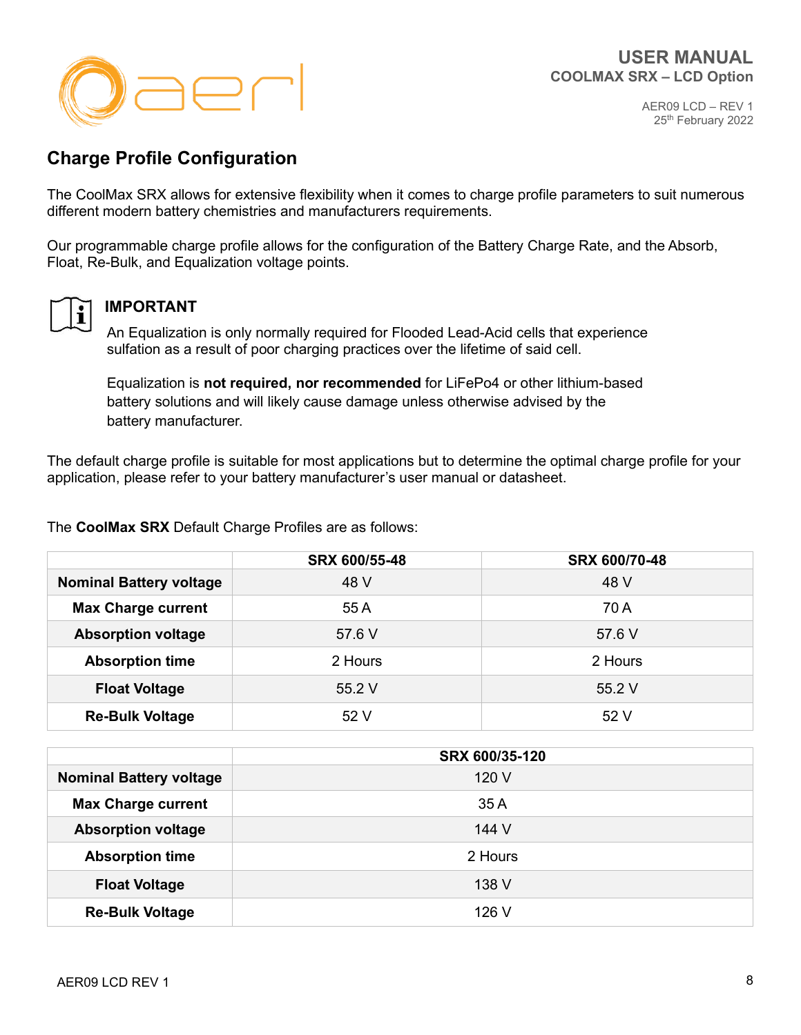## Charge Profile Configuration

The CoolMax SRX allows for extensive flexibility when it comes to charge profile parameters to suit numerous different modern battery chemistries and manufacturers requirements.

Our programmable charge profile allows for the configuration of the Battery Charge Rate, and the Absorb, Float, Re-Bulk, and Equalization voltage points.

**IMPORTANT**

An Equalization is only normally required for Flooded Lead-Acid cells that experience sulfation as a result of poor charging practices over the lifetime of said cell.

Equalization is **not required, nor recommended** for LiFePo4 or other lithium-based battery solutions and will likely cause damage unless otherwise advised by the battery manufacturer.

The default charge profile is suitable for most applications but to determine the optimal charge profile for your application, please refer to your battery manufacturer's user manual or datasheet.

The **CoolMax SRX** Default Charge Profiles are as follows:

| | SRX 600/55-48 | SRX 600/70-48 |
|---|---|---|
| **Nominal Battery voltage** | 48 V | 48 V |
| **Max Charge current** | 55 A | 70 A |
| **Absorption voltage** | 57.6 V | 57.6 V |
| **Absorption time** | 2 Hours | 2 Hours |
| **Float Voltage** | 55.2 V | 55.2 V |
| **Re-Bulk Voltage** | 52 V | 52 V |

| | SRX 600/35-120 |
|---|---|
| **Nominal Battery voltage** | 120 V |
| **Max Charge current** | 35 A |
| **Absorption voltage** | 144 V |
| **Absorption time** | 2 Hours |
| **Float Voltage** | 138 V |
| **Re-Bulk Voltage** | 126 V |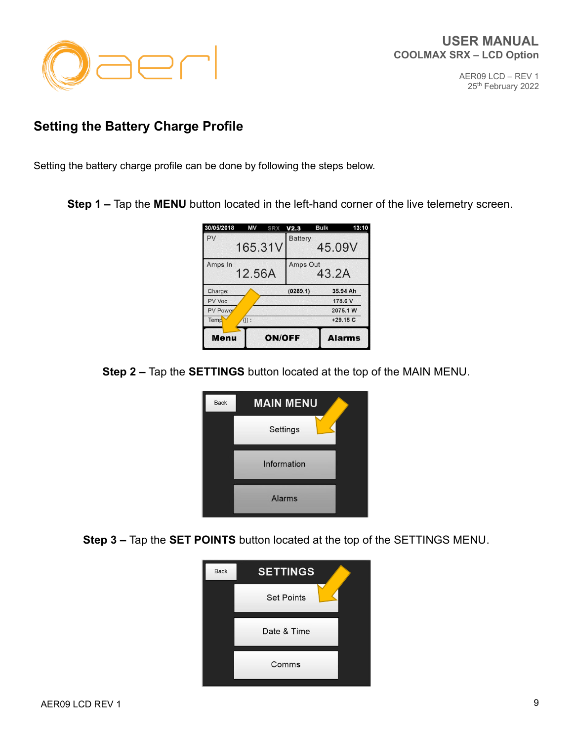## Setting the Battery Charge Profile

Setting the battery charge profile can be done by following the steps below.

**Step 1 –** Tap the **MENU** button located in the left-hand corner of the live telemetry screen.

**Step 2 –** Tap the **SETTINGS** button located at the top of the MAIN MENU.

**Step 3 –** Tap the **SET POINTS** button located at the top of the SETTINGS MENU.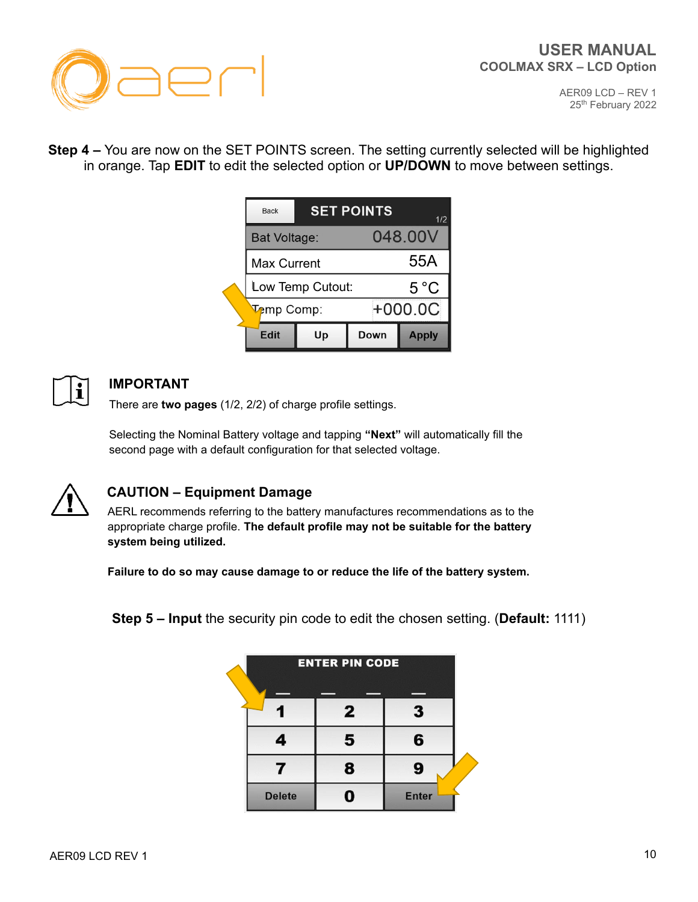**Step 4 –** You are now on the SET POINTS screen. The setting currently selected will be highlighted in orange. Tap **EDIT** to edit the selected option or **UP/DOWN** to move between settings.

### IMPORTANT

There are **two pages** (1/2, 2/2) of charge profile settings.

Selecting the Nominal Battery voltage and tapping **"Next"** will automatically fill the second page with a default configuration for that selected voltage.

### CAUTION – Equipment Damage

AERL recommends referring to the battery manufactures recommendations as to the appropriate charge profile. **The default profile may not be suitable for the battery system being utilized.**

**Failure to do so may cause damage to or reduce the life of the battery system.**

**Step 5 – Input** the security pin code to edit the chosen setting. (**Default:** 1111)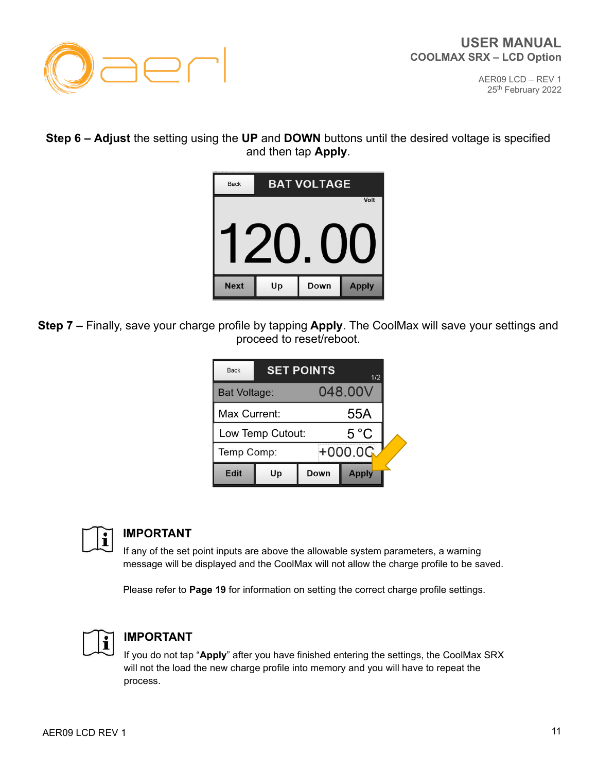**Step 6 – Adjust** the setting using the **UP** and **DOWN** buttons until the desired voltage is specified and then tap **Apply**.

**Step 7 –** Finally, save your charge profile by tapping **Apply**. The CoolMax will save your settings and proceed to reset/reboot.

### IMPORTANT

If any of the set point inputs are above the allowable system parameters, a warning message will be displayed and the CoolMax will not allow the charge profile to be saved.

Please refer to **Page 19** for information on setting the correct charge profile settings.

### IMPORTANT

If you do not tap "**Apply**" after you have finished entering the settings, the CoolMax SRX will not the load the new charge profile into memory and you will have to repeat the process.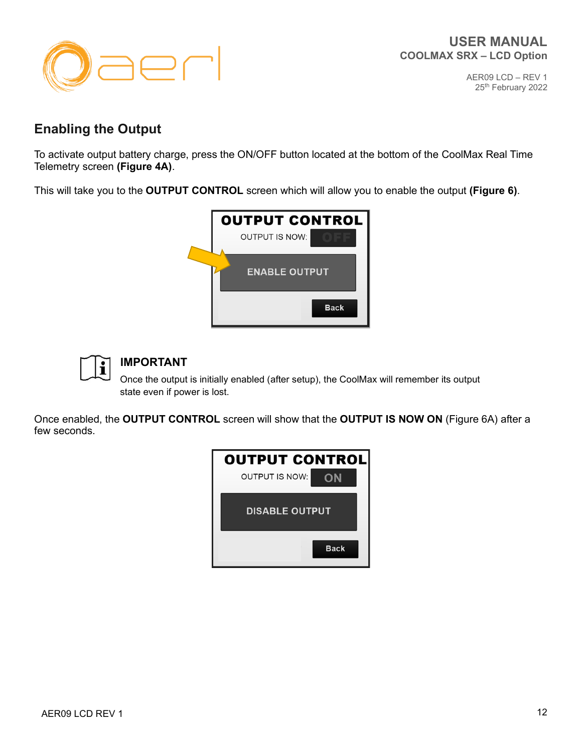## Enabling the Output

To activate output battery charge, press the ON/OFF button located at the bottom of the CoolMax Real Time Telemetry screen **(Figure 4A)**.

This will take you to the **OUTPUT CONTROL** screen which will allow you to enable the output **(Figure 6)**.

OUTPUT CONTROL

OUTPUT IS NOW: OFF

ENABLE OUTPUT

Back

### IMPORTANT

Once the output is initially enabled (after setup), the CoolMax will remember its output state even if power is lost.

Once enabled, the **OUTPUT CONTROL** screen will show that the **OUTPUT IS NOW ON** (Figure 6A) after a few seconds.

OUTPUT CONTROL

OUTPUT IS NOW: ON

DISABLE OUTPUT

Back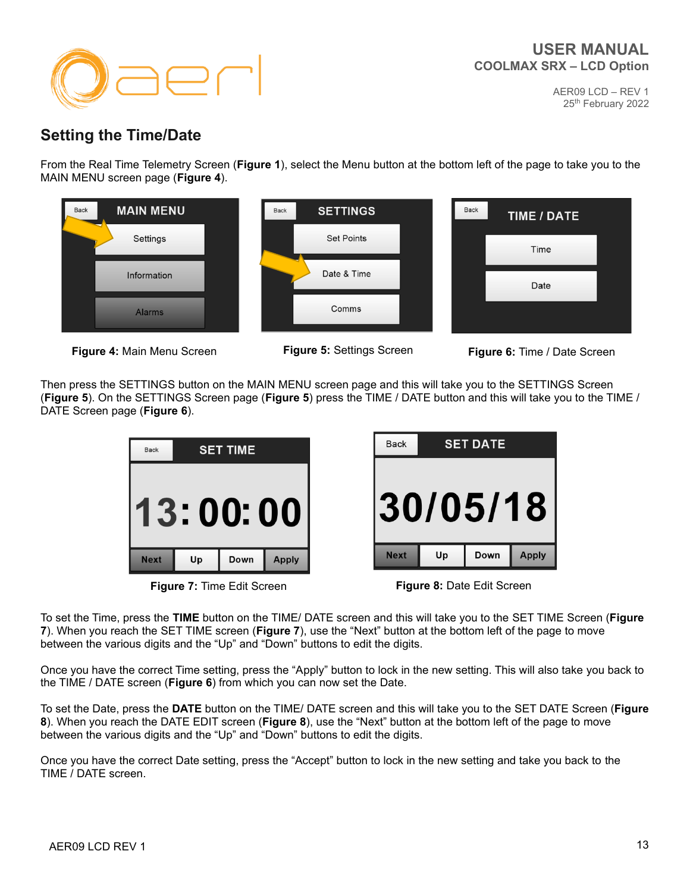## Setting the Time/Date

From the Real Time Telemetry Screen (**Figure 1**), select the Menu button at the bottom left of the page to take you to the MAIN MENU screen page (**Figure 4**).

**Figure 4:** Main Menu Screen

**Figure 5:** Settings Screen

**Figure 6:** Time / Date Screen

Then press the SETTINGS button on the MAIN MENU screen page and this will take you to the SETTINGS Screen (**Figure 5**). On the SETTINGS Screen page (**Figure 5**) press the TIME / DATE button and this will take you to the TIME / DATE Screen page (**Figure 6**).

**Figure 7:** Time Edit Screen

**Figure 8:** Date Edit Screen

To set the Time, press the **TIME** button on the TIME/ DATE screen and this will take you to the SET TIME Screen (**Figure 7**). When you reach the SET TIME screen (**Figure 7**), use the "Next" button at the bottom left of the page to move between the various digits and the "Up" and "Down" buttons to edit the digits.

Once you have the correct Time setting, press the "Apply" button to lock in the new setting. This will also take you back to the TIME / DATE screen (**Figure 6**) from which you can now set the Date.

To set the Date, press the **DATE** button on the TIME/ DATE screen and this will take you to the SET DATE Screen (**Figure 8**). When you reach the DATE EDIT screen (**Figure 8**), use the "Next" button at the bottom left of the page to move between the various digits and the "Up" and "Down" buttons to edit the digits.

Once you have the correct Date setting, press the "Accept" button to lock in the new setting and take you back to the TIME / DATE screen.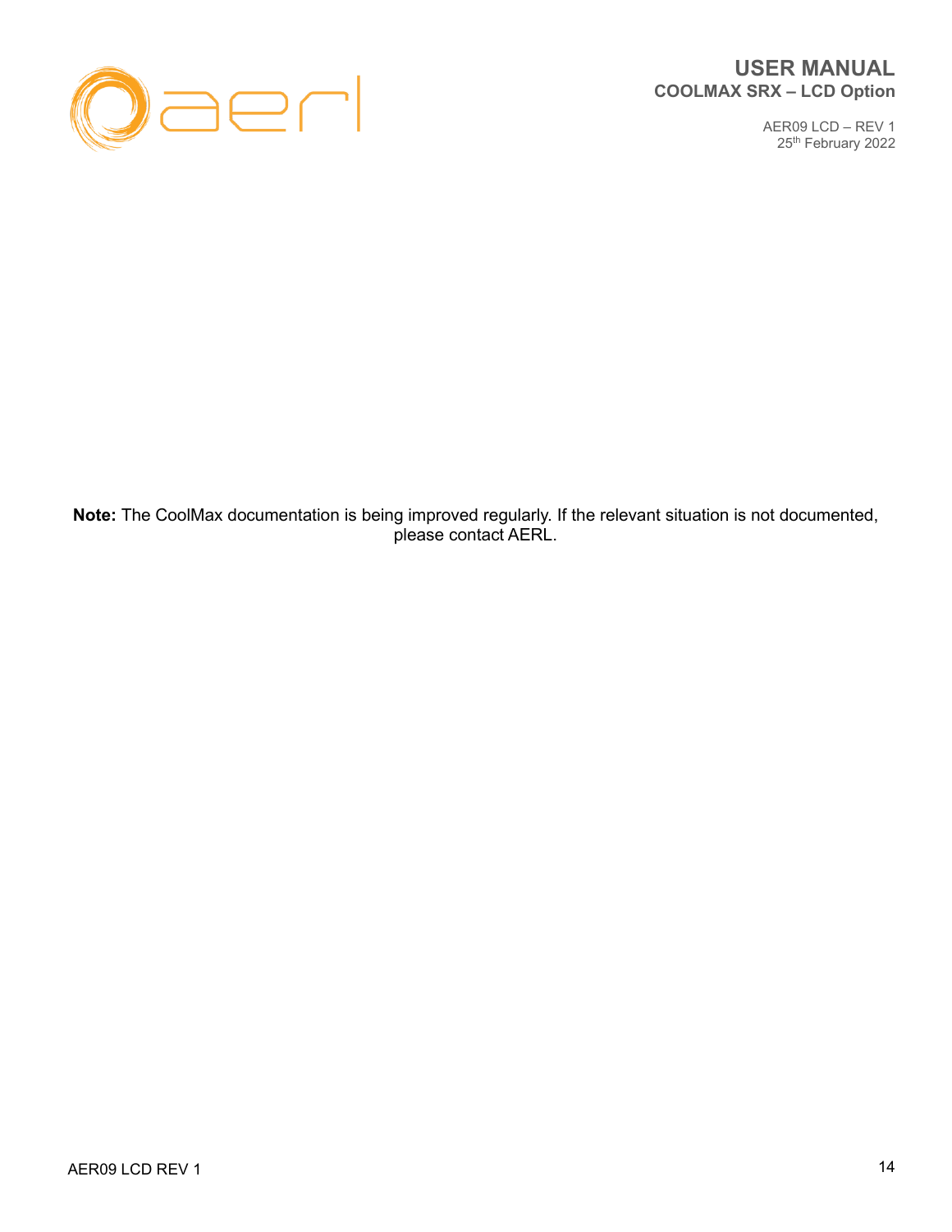**Note:** The CoolMax documentation is being improved regularly. If the relevant situation is not documented, please contact AERL.